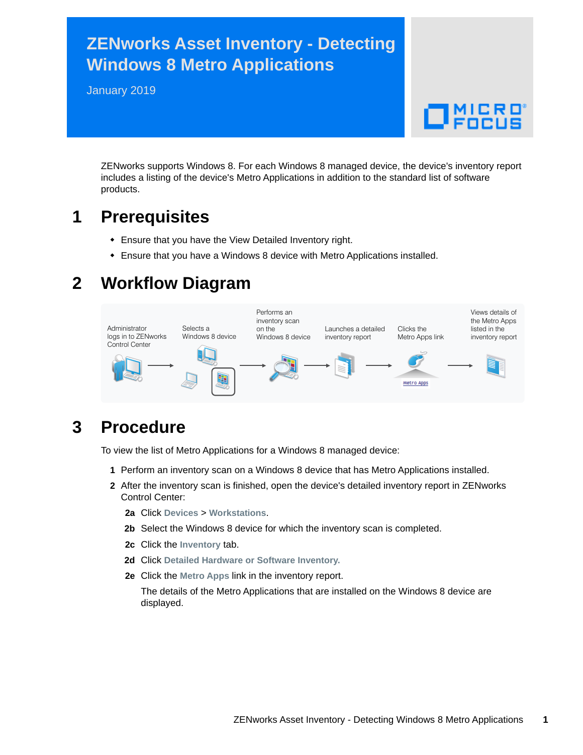# ZENworks Asset Inventory - Detecting Windows 8 Metro Applications

January 2019

ZENworks supports Windows 8. For each Windows 8 managed device, the device's inventory report includes a listing of the device's Metro Applications in addition to the standard list of software products.

## 1 Prerequisites

- Ensure that you have the View Detailed Inventory right.
- Ensure that you have a Windows 8 device with Metro Applications installed.

## 2 Workflow Diagram

Administrator logs in to ZENworks Control Center

Selects a Windows 8 device

Performs an inventory scan on the Windows 8 device

Launches a detailed inventory report

Clicks the Metro Apps link

Views details of the Metro Apps listed in the inventory report

Metro Apps

## 3 Procedure

To view the list of Metro Applications for a Windows 8 managed device:

1 Perform an inventory scan on a Windows 8 device that has Metro Applications installed.

2 After the inventory scan is finished, open the device's detailed inventory report in ZENworks Control Center:

- **2a** Click **Devices** > **Workstations**.
- **2b** Select the Windows 8 device for which the inventory scan is completed.
- **2c** Click the **Inventory** tab.
- **2d** Click **Detailed Hardware or Software Inventory.**
- **2e** Click the **Metro Apps** link in the inventory report.

  The details of the Metro Applications that are installed on the Windows 8 device are displayed.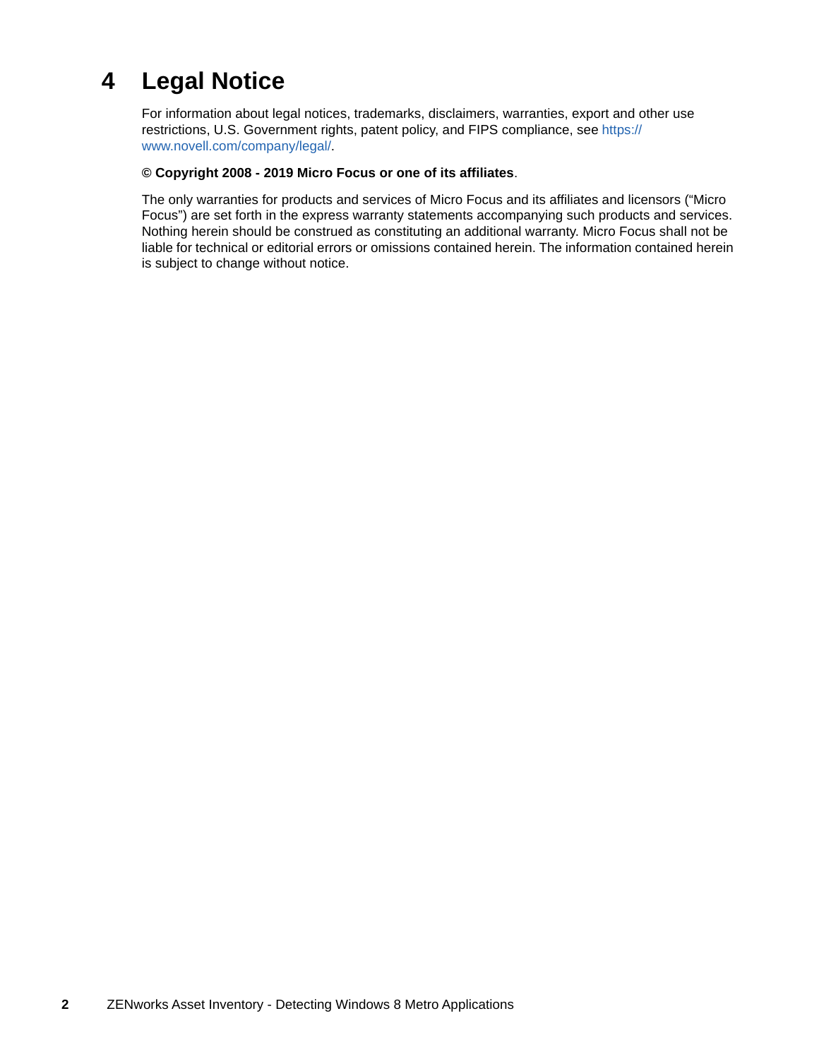# 4 Legal Notice

For information about legal notices, trademarks, disclaimers, warranties, export and other use restrictions, U.S. Government rights, patent policy, and FIPS compliance, see https://www.novell.com/company/legal/.

**© Copyright 2008 - 2019 Micro Focus or one of its affiliates**.

The only warranties for products and services of Micro Focus and its affiliates and licensors (“Micro Focus”) are set forth in the express warranty statements accompanying such products and services. Nothing herein should be construed as constituting an additional warranty. Micro Focus shall not be liable for technical or editorial errors or omissions contained herein. The information contained herein is subject to change without notice.